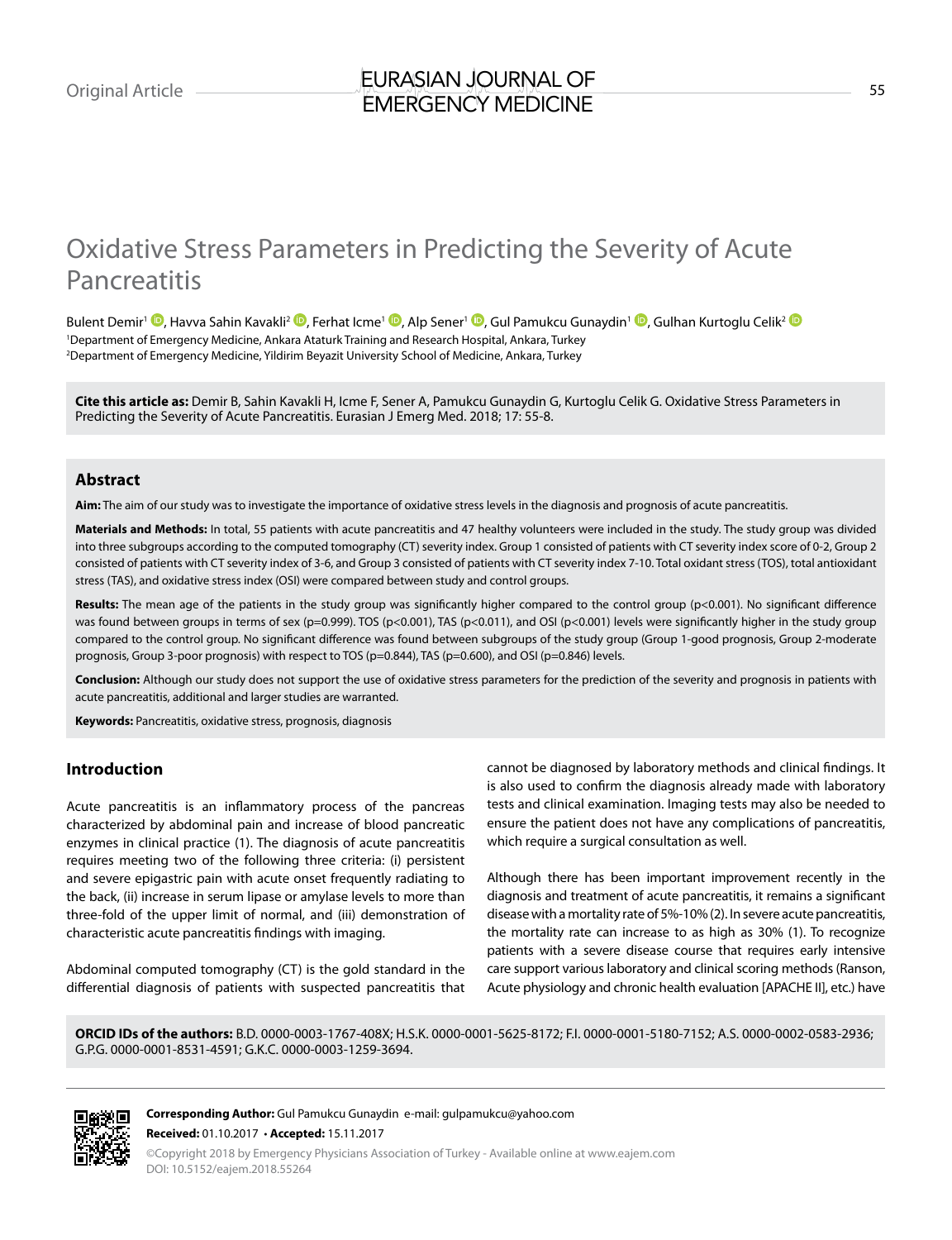Original Article

# Oxidative Stress Parameters in Predicting the Severity of Acute Pancreatitis

Bulent Demir[1], Havva Sahin Kavakli[2], Ferhat Icme[1], Alp Sener[1], Gul Pamukcu Gunaydin[1], Gulhan Kurtoglu Celik[2]

[1]Department of Emergency Medicine, Ankara Ataturk Training and Research Hospital, Ankara, Turkey
[2]Department of Emergency Medicine, Yildirim Beyazit University School of Medicine, Ankara, Turkey

**Cite this article as:** Demir B, Sahin Kavakli H, Icme F, Sener A, Pamukcu Gunaydin G, Kurtoglu Celik G. Oxidative Stress Parameters in Predicting the Severity of Acute Pancreatitis. Eurasian J Emerg Med. 2018; 17: 55-8.

## Abstract

**Aim:** The aim of our study was to investigate the importance of oxidative stress levels in the diagnosis and prognosis of acute pancreatitis.

**Materials and Methods:** In total, 55 patients with acute pancreatitis and 47 healthy volunteers were included in the study. The study group was divided into three subgroups according to the computed tomography (CT) severity index. Group 1 consisted of patients with CT severity index score of 0-2, Group 2 consisted of patients with CT severity index of 3-6, and Group 3 consisted of patients with CT severity index 7-10. Total oxidant stress (TOS), total antioxidant stress (TAS), and oxidative stress index (OSI) were compared between study and control groups.

**Results:** The mean age of the patients in the study group was significantly higher compared to the control group (p<0.001). No significant difference was found between groups in terms of sex (p=0.999). TOS (p<0.001), TAS (p<0.011), and OSI (p<0.001) levels were significantly higher in the study group compared to the control group. No significant difference was found between subgroups of the study group (Group 1-good prognosis, Group 2-moderate prognosis, Group 3-poor prognosis) with respect to TOS (p=0.844), TAS (p=0.600), and OSI (p=0.846) levels.

**Conclusion:** Although our study does not support the use of oxidative stress parameters for the prediction of the severity and prognosis in patients with acute pancreatitis, additional and larger studies are warranted.

**Keywords:** Pancreatitis, oxidative stress, prognosis, diagnosis

## Introduction

Acute pancreatitis is an inflammatory process of the pancreas characterized by abdominal pain and increase of blood pancreatic enzymes in clinical practice (1). The diagnosis of acute pancreatitis requires meeting two of the following three criteria: (i) persistent and severe epigastric pain with acute onset frequently radiating to the back, (ii) increase in serum lipase or amylase levels to more than three-fold of the upper limit of normal, and (iii) demonstration of characteristic acute pancreatitis findings with imaging.

Abdominal computed tomography (CT) is the gold standard in the differential diagnosis of patients with suspected pancreatitis that cannot be diagnosed by laboratory methods and clinical findings. It is also used to confirm the diagnosis already made with laboratory tests and clinical examination. Imaging tests may also be needed to ensure the patient does not have any complications of pancreatitis, which require a surgical consultation as well.

Although there has been important improvement recently in the diagnosis and treatment of acute pancreatitis, it remains a significant disease with a mortality rate of 5%-10% (2). In severe acute pancreatitis, the mortality rate can increase to as high as 30% (1). To recognize patients with a severe disease course that requires early intensive care support various laboratory and clinical scoring methods (Ranson, Acute physiology and chronic health evaluation [APACHE II], etc.) have

**ORCID IDs of the authors:** B.D. 0000-0003-1767-408X; H.S.K. 0000-0001-5625-8172; F.I. 0000-0001-5180-7152; A.S. 0000-0002-0583-2936; G.P.G. 0000-0001-8531-4591; G.K.C. 0000-0003-1259-3694.

**Corresponding Author:** Gul Pamukcu Gunaydin e-mail: gulpamukcu@yahoo.com

**Received:** 01.10.2017 • **Accepted:** 15.11.2017

©Copyright 2018 by Emergency Physicians Association of Turkey - Available online at www.eajem.com
DOI: 10.5152/eajem.2018.55264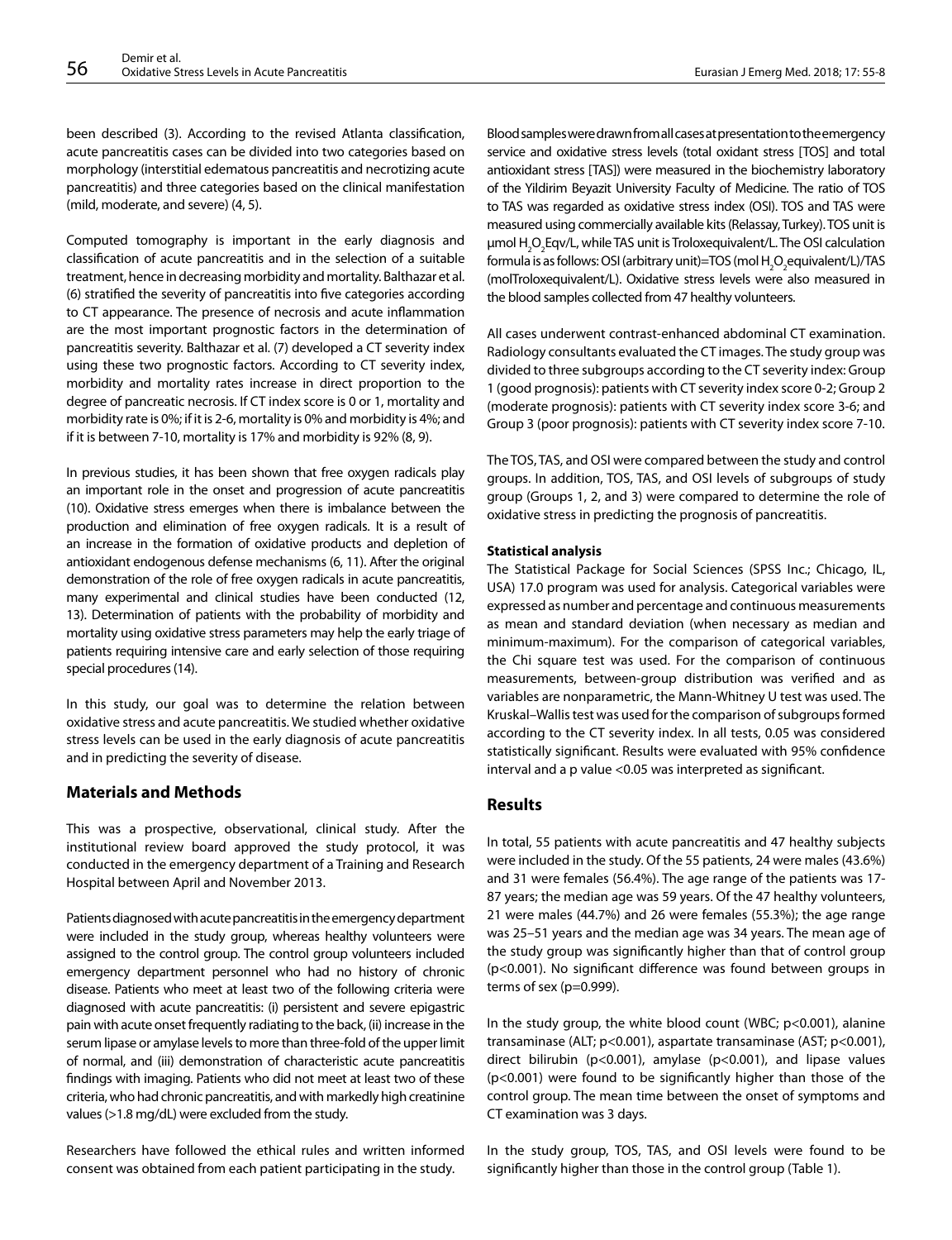been described (3). According to the revised Atlanta classification, acute pancreatitis cases can be divided into two categories based on morphology (interstitial edematous pancreatitis and necrotizing acute pancreatitis) and three categories based on the clinical manifestation (mild, moderate, and severe) (4, 5).

Computed tomography is important in the early diagnosis and classification of acute pancreatitis and in the selection of a suitable treatment, hence in decreasing morbidity and mortality. Balthazar et al. (6) stratified the severity of pancreatitis into five categories according to CT appearance. The presence of necrosis and acute inflammation are the most important prognostic factors in the determination of pancreatitis severity. Balthazar et al. (7) developed a CT severity index using these two prognostic factors. According to CT severity index, morbidity and mortality rates increase in direct proportion to the degree of pancreatic necrosis. If CT index score is 0 or 1, mortality and morbidity rate is 0%; if it is 2-6, mortality is 0% and morbidity is 4%; and if it is between 7-10, mortality is 17% and morbidity is 92% (8, 9).

In previous studies, it has been shown that free oxygen radicals play an important role in the onset and progression of acute pancreatitis (10). Oxidative stress emerges when there is imbalance between the production and elimination of free oxygen radicals. It is a result of an increase in the formation of oxidative products and depletion of antioxidant endogenous defense mechanisms (6, 11). After the original demonstration of the role of free oxygen radicals in acute pancreatitis, many experimental and clinical studies have been conducted (12, 13). Determination of patients with the probability of morbidity and mortality using oxidative stress parameters may help the early triage of patients requiring intensive care and early selection of those requiring special procedures (14).

In this study, our goal was to determine the relation between oxidative stress and acute pancreatitis. We studied whether oxidative stress levels can be used in the early diagnosis of acute pancreatitis and in predicting the severity of disease.

## Materials and Methods

This was a prospective, observational, clinical study. After the institutional review board approved the study protocol, it was conducted in the emergency department of a Training and Research Hospital between April and November 2013.

Patients diagnosed with acute pancreatitis in the emergency department were included in the study group, whereas healthy volunteers were assigned to the control group. The control group volunteers included emergency department personnel who had no history of chronic disease. Patients who meet at least two of the following criteria were diagnosed with acute pancreatitis: (i) persistent and severe epigastric pain with acute onset frequently radiating to the back, (ii) increase in the serum lipase or amylase levels to more than three-fold of the upper limit of normal, and (iii) demonstration of characteristic acute pancreatitis findings with imaging. Patients who did not meet at least two of these criteria, who had chronic pancreatitis, and with markedly high creatinine values (>1.8 mg/dL) were excluded from the study.

Researchers have followed the ethical rules and written informed consent was obtained from each patient participating in the study.

Blood samples were drawn from all cases at presentation to the emergency service and oxidative stress levels (total oxidant stress [TOS] and total antioxidant stress [TAS]) were measured in the biochemistry laboratory of the Yildirim Beyazit University Faculty of Medicine. The ratio of TOS to TAS was regarded as oxidative stress index (OSI). TOS and TAS were measured using commercially available kits (Relassay, Turkey). TOS unit is μmol $H_2O_2$Eqv/L, while TAS unit is Troloxequivalent/L. The OSI calculation formula is as follows: OSI (arbitrary unit)=TOS (mol $H_2O_2$equivalent/L)/TAS (molTroloxequivalent/L). Oxidative stress levels were also measured in the blood samples collected from 47 healthy volunteers.

All cases underwent contrast-enhanced abdominal CT examination. Radiology consultants evaluated the CT images. The study group was divided to three subgroups according to the CT severity index: Group 1 (good prognosis): patients with CT severity index score 0-2; Group 2 (moderate prognosis): patients with CT severity index score 3-6; and Group 3 (poor prognosis): patients with CT severity index score 7-10.

The TOS, TAS, and OSI were compared between the study and control groups. In addition, TOS, TAS, and OSI levels of subgroups of study group (Groups 1, 2, and 3) were compared to determine the role of oxidative stress in predicting the prognosis of pancreatitis.

**Statistical analysis**

The Statistical Package for Social Sciences (SPSS Inc.; Chicago, IL, USA) 17.0 program was used for analysis. Categorical variables were expressed as number and percentage and continuous measurements as mean and standard deviation (when necessary as median and minimum-maximum). For the comparison of categorical variables, the Chi square test was used. For the comparison of continuous measurements, between-group distribution was verified and as variables are nonparametric, the Mann-Whitney U test was used. The Kruskal–Wallis test was used for the comparison of subgroups formed according to the CT severity index. In all tests, 0.05 was considered statistically significant. Results were evaluated with 95% confidence interval and a p value <0.05 was interpreted as significant.

## Results

In total, 55 patients with acute pancreatitis and 47 healthy subjects were included in the study. Of the 55 patients, 24 were males (43.6%) and 31 were females (56.4%). The age range of the patients was 17-87 years; the median age was 59 years. Of the 47 healthy volunteers, 21 were males (44.7%) and 26 were females (55.3%); the age range was 25–51 years and the median age was 34 years. The mean age of the study group was significantly higher than that of control group (p<0.001). No significant difference was found between groups in terms of sex (p=0.999).

In the study group, the white blood count (WBC; p<0.001), alanine transaminase (ALT; p<0.001), aspartate transaminase (AST; p<0.001), direct bilirubin (p<0.001), amylase (p<0.001), and lipase values (p<0.001) were found to be significantly higher than those of the control group. The mean time between the onset of symptoms and CT examination was 3 days.

In the study group, TOS, TAS, and OSI levels were found to be significantly higher than those in the control group (Table 1).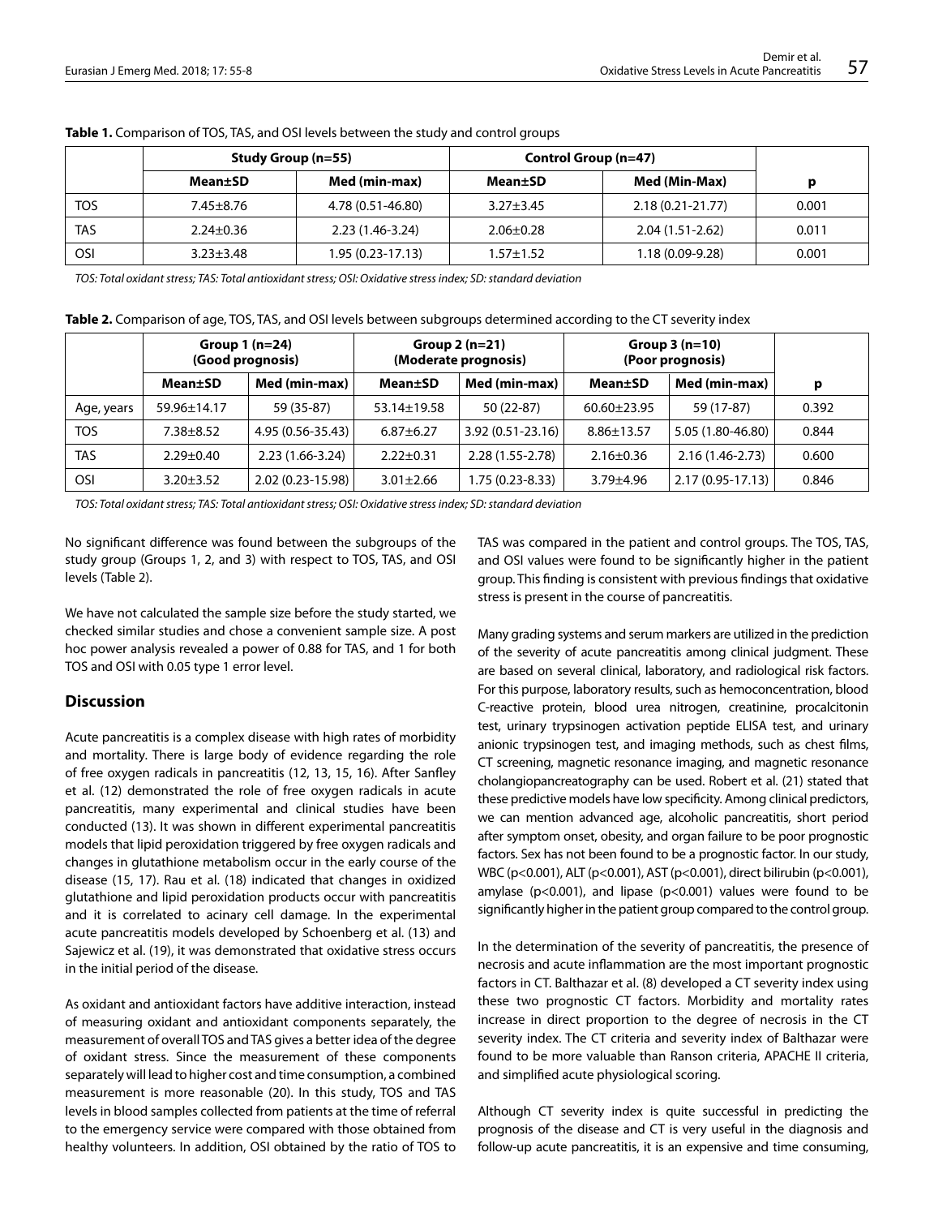**Table 1.** Comparison of TOS, TAS, and OSI levels between the study and control groups

| | Study Group (n=55) | | Control Group (n=47) | | |
|---|---|---|---|---|---|
| | Mean±SD | Med (min-max) | Mean±SD | Med (Min-Max) | p |
| TOS | 7.45±8.76 | 4.78 (0.51-46.80) | 3.27±3.45 | 2.18 (0.21-21.77) | 0.001 |
| TAS | 2.24±0.36 | 2.23 (1.46-3.24) | 2.06±0.28 | 2.04 (1.51-2.62) | 0.011 |
| OSI | 3.23±3.48 | 1.95 (0.23-17.13) | 1.57±1.52 | 1.18 (0.09-9.28) | 0.001 |

*TOS: Total oxidant stress; TAS: Total antioxidant stress; OSI: Oxidative stress index; SD: standard deviation*

**Table 2.** Comparison of age, TOS, TAS, and OSI levels between subgroups determined according to the CT severity index

| | Group 1 (n=24) (Good prognosis) | | Group 2 (n=21) (Moderate prognosis) | | Group 3 (n=10) (Poor prognosis) | | |
|---|---|---|---|---|---|---|---|
| | Mean±SD | Med (min-max) | Mean±SD | Med (min-max) | Mean±SD | Med (min-max) | p |
| Age, years | 59.96±14.17 | 59 (35-87) | 53.14±19.58 | 50 (22-87) | 60.60±23.95 | 59 (17-87) | 0.392 |
| TOS | 7.38±8.52 | 4.95 (0.56-35.43) | 6.87±6.27 | 3.92 (0.51-23.16) | 8.86±13.57 | 5.05 (1.80-46.80) | 0.844 |
| TAS | 2.29±0.40 | 2.23 (1.66-3.24) | 2.22±0.31 | 2.28 (1.55-2.78) | 2.16±0.36 | 2.16 (1.46-2.73) | 0.600 |
| OSI | 3.20±3.52 | 2.02 (0.23-15.98) | 3.01±2.66 | 1.75 (0.23-8.33) | 3.79±4.96 | 2.17 (0.95-17.13) | 0.846 |

*TOS: Total oxidant stress; TAS: Total antioxidant stress; OSI: Oxidative stress index; SD: standard deviation*

No significant difference was found between the subgroups of the study group (Groups 1, 2, and 3) with respect to TOS, TAS, and OSI levels (Table 2).

We have not calculated the sample size before the study started, we checked similar studies and chose a convenient sample size. A post hoc power analysis revealed a power of 0.88 for TAS, and 1 for both TOS and OSI with 0.05 type 1 error level.

## Discussion

Acute pancreatitis is a complex disease with high rates of morbidity and mortality. There is large body of evidence regarding the role of free oxygen radicals in pancreatitis (12, 13, 15, 16). After Sanfley et al. (12) demonstrated the role of free oxygen radicals in acute pancreatitis, many experimental and clinical studies have been conducted (13). It was shown in different experimental pancreatitis models that lipid peroxidation triggered by free oxygen radicals and changes in glutathione metabolism occur in the early course of the disease (15, 17). Rau et al. (18) indicated that changes in oxidized glutathione and lipid peroxidation products occur with pancreatitis and it is correlated to acinary cell damage. In the experimental acute pancreatitis models developed by Schoenberg et al. (13) and Sajewicz et al. (19), it was demonstrated that oxidative stress occurs in the initial period of the disease.

As oxidant and antioxidant factors have additive interaction, instead of measuring oxidant and antioxidant components separately, the measurement of overall TOS and TAS gives a better idea of the degree of oxidant stress. Since the measurement of these components separately will lead to higher cost and time consumption, a combined measurement is more reasonable (20). In this study, TOS and TAS levels in blood samples collected from patients at the time of referral to the emergency service were compared with those obtained from healthy volunteers. In addition, OSI obtained by the ratio of TOS to TAS was compared in the patient and control groups. The TOS, TAS, and OSI values were found to be significantly higher in the patient group. This finding is consistent with previous findings that oxidative stress is present in the course of pancreatitis.

Many grading systems and serum markers are utilized in the prediction of the severity of acute pancreatitis among clinical judgment. These are based on several clinical, laboratory, and radiological risk factors. For this purpose, laboratory results, such as hemoconcentration, blood C-reactive protein, blood urea nitrogen, creatinine, procalcitonin test, urinary trypsinogen activation peptide ELISA test, and urinary anionic trypsinogen test, and imaging methods, such as chest films, CT screening, magnetic resonance imaging, and magnetic resonance cholangiopancreatography can be used. Robert et al. (21) stated that these predictive models have low specificity. Among clinical predictors, we can mention advanced age, alcoholic pancreatitis, short period after symptom onset, obesity, and organ failure to be poor prognostic factors. Sex has not been found to be a prognostic factor. In our study, WBC ($p<0.001$), ALT ($p<0.001$), AST ($p<0.001$), direct bilirubin ($p<0.001$), amylase ($p<0.001$), and lipase ($p<0.001$) values were found to be significantly higher in the patient group compared to the control group.

In the determination of the severity of pancreatitis, the presence of necrosis and acute inflammation are the most important prognostic factors in CT. Balthazar et al. (8) developed a CT severity index using these two prognostic CT factors. Morbidity and mortality rates increase in direct proportion to the degree of necrosis in the CT severity index. The CT criteria and severity index of Balthazar were found to be more valuable than Ranson criteria, APACHE II criteria, and simplified acute physiological scoring.

Although CT severity index is quite successful in predicting the prognosis of the disease and CT is very useful in the diagnosis and follow-up acute pancreatitis, it is an expensive and time consuming,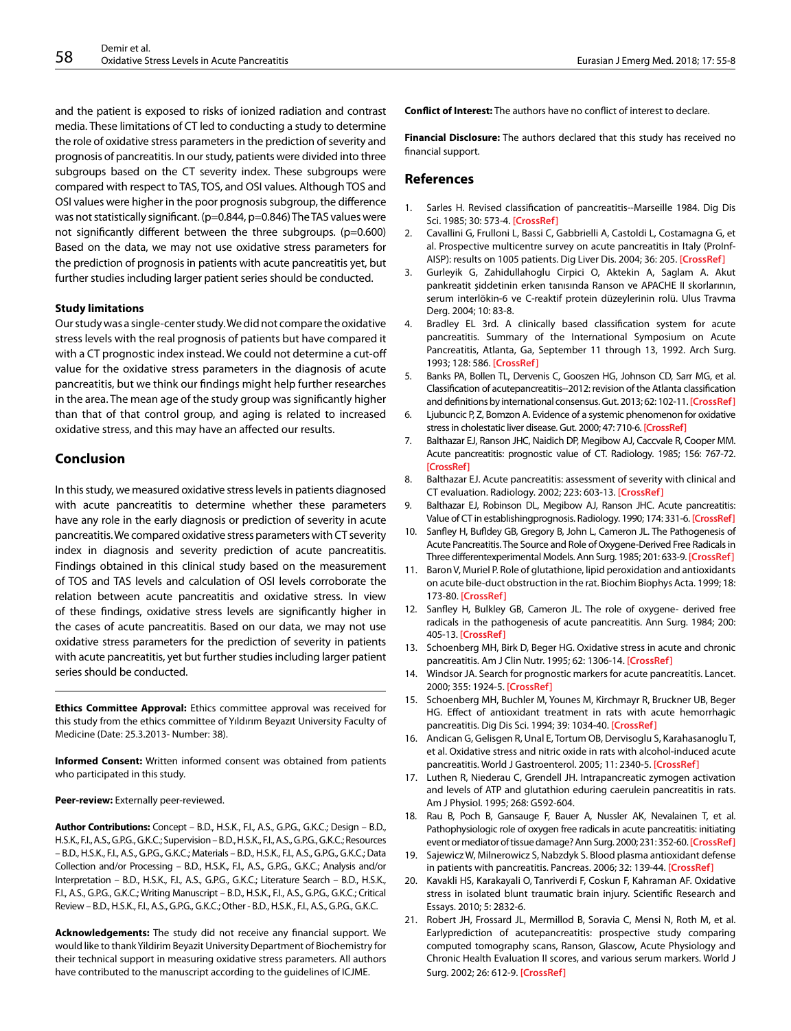and the patient is exposed to risks of ionized radiation and contrast media. These limitations of CT led to conducting a study to determine the role of oxidative stress parameters in the prediction of severity and prognosis of pancreatitis. In our study, patients were divided into three subgroups based on the CT severity index. These subgroups were compared with respect to TAS, TOS, and OSI values. Although TOS and OSI values were higher in the poor prognosis subgroup, the difference was not statistically significant. (p=0.844, p=0.846) The TAS values were not significantly different between the three subgroups. (p=0.600) Based on the data, we may not use oxidative stress parameters for the prediction of prognosis in patients with acute pancreatitis yet, but further studies including larger patient series should be conducted.

### Study limitations

Our study was a single-center study. We did not compare the oxidative stress levels with the real prognosis of patients but have compared it with a CT prognostic index instead. We could not determine a cut-off value for the oxidative stress parameters in the diagnosis of acute pancreatitis, but we think our findings might help further researches in the area. The mean age of the study group was significantly higher than that of that control group, and aging is related to increased oxidative stress, and this may have an affected our results.

## Conclusion

In this study, we measured oxidative stress levels in patients diagnosed with acute pancreatitis to determine whether these parameters have any role in the early diagnosis or prediction of severity in acute pancreatitis. We compared oxidative stress parameters with CT severity index in diagnosis and severity prediction of acute pancreatitis. Findings obtained in this clinical study based on the measurement of TOS and TAS levels and calculation of OSI levels corroborate the relation between acute pancreatitis and oxidative stress. In view of these findings, oxidative stress levels are significantly higher in the cases of acute pancreatitis. Based on our data, we may not use oxidative stress parameters for the prediction of severity in patients with acute pancreatitis, yet but further studies including larger patient series should be conducted.

---

**Ethics Committee Approval:** Ethics committee approval was received for this study from the ethics committee of Yıldırım Beyazıt University Faculty of Medicine (Date: 25.3.2013- Number: 38).

**Informed Consent:** Written informed consent was obtained from patients who participated in this study.

**Peer-review:** Externally peer-reviewed.

**Author Contributions:** Concept – B.D., H.S.K., F.I., A.S., G.P.G., G.K.C.; Design – B.D., H.S.K., F.I., A.S., G.P.G., G.K.C.; Supervision – B.D., H.S.K., F.I., A.S., G.P.G., G.K.C.; Resources – B.D., H.S.K., F.I., A.S., G.P.G., G.K.C.; Materials – B.D., H.S.K., F.I., A.S., G.P.G., G.K.C.; Data Collection and/or Processing – B.D., H.S.K., F.I., A.S., G.P.G., G.K.C.; Analysis and/or Interpretation – B.D., H.S.K., F.I., A.S., G.P.G., G.K.C.; Literature Search – B.D., H.S.K., F.I., A.S., G.P.G., G.K.C.; Writing Manuscript – B.D., H.S.K., F.I., A.S., G.P.G., G.K.C.; Critical Review – B.D., H.S.K., F.I., A.S., G.P.G., G.K.C.; Other - B.D., H.S.K., F.I., A.S., G.P.G., G.K.C.

**Acknowledgements:** The study did not receive any financial support. We would like to thank Yildirim Beyazit University Department of Biochemistry for their technical support in measuring oxidative stress parameters. All authors have contributed to the manuscript according to the guidelines of ICJME.

**Conflict of Interest:** The authors have no conflict of interest to declare.

**Financial Disclosure:** The authors declared that this study has received no financial support.

## References

1. Sarles H. Revised classification of pancreatitis--Marseille 1984. Dig Dis Sci. 1985; 30: 573-4. [CrossRef]
2. Cavallini G, Frulloni L, Bassi C, Gabbrielli A, Castoldi L, Costamagna G, et al. Prospective multicentre survey on acute pancreatitis in Italy (ProInf-AISP): results on 1005 patients. Dig Liver Dis. 2004; 36: 205. [CrossRef]
3. Gurleyik G, Zahidullahoglu Cirpici O, Aktekin A, Saglam A. Akut pankreatit şiddetinin erken tanısında Ranson ve APACHE II skorlarının, serum interlökin-6 ve C-reaktif protein düzeylerinin rolü. Ulus Travma Derg. 2004; 10: 83-8.
4. Bradley EL 3rd. A clinically based classification system for acute pancreatitis. Summary of the International Symposium on Acute Pancreatitis, Atlanta, Ga, September 11 through 13, 1992. Arch Surg. 1993; 128: 586. [CrossRef]
5. Banks PA, Bollen TL, Dervenis C, Gooszen HG, Johnson CD, Sarr MG, et al. Classification of acutepancreatitis--2012: revision of the Atlanta classification and definitions by international consensus. Gut. 2013; 62: 102-11. [CrossRef]
6. Ljubuncic P, Z, Bomzon A. Evidence of a systemic phenomenon for oxidative stress in cholestatic liver disease. Gut. 2000; 47: 710-6. [CrossRef]
7. Balthazar EJ, Ranson JHC, Naidich DP, Megibow AJ, Caccvale R, Cooper MM. Acute pancreatitis: prognostic value of CT. Radiology. 1985; 156: 767-72. [CrossRef]
8. Balthazar EJ. Acute pancreatitis: assessment of severity with clinical and CT evaluation. Radiology. 2002; 223: 603-13. [CrossRef]
9. Balthazar EJ, Robinson DL, Megibow AJ, Ranson JHC. Acute pancreatitis: Value of CT in establishingprognosis. Radiology. 1990; 174: 331-6. [CrossRef]
10. Sanfley H, Bufldey GB, Gregory B, John L, Cameron JL. The Pathogenesis of Acute Pancreatitis. The Source and Role of Oxygen-Derived Free Radicals in Three differentexperimental Models. Ann Surg. 1985; 201: 633-9. [CrossRef]
11. Baron V, Muriel P. Role of glutathione, lipid peroxidation and antioxidants on acute bile-duct obstruction in the rat. Biochim Biophys Acta. 1999; 18: 173-80. [CrossRef]
12. Sanfley H, Bulkley GB, Cameron JL. The role of oxygene- derived free radicals in the pathogenesis of acute pancreatitis. Ann Surg. 1984; 200: 405-13. [CrossRef]
13. Schoenberg MH, Birk D, Beger HG. Oxidative stress in acute and chronic pancreatitis. Am J Clin Nutr. 1995; 62: 1306-14. [CrossRef]
14. Windsor JA. Search for prognostic markers for acute pancreatitis. Lancet. 2000; 355: 1924-5. [CrossRef]
15. Schoenberg MH, Buchler M, Younes M, Kirchmayr R, Bruckner UB, Beger HG. Effect of antioxidant treatment in rats with acute hemorrhagic pancreatitis. Dig Dis Sci. 1994; 39: 1034-40. [CrossRef]
16. Andican G, Gelisgen R, Unal E, Tortum OB, Dervisoglu S, Karahasanoglu T, et al. Oxidative stress and nitric oxide in rats with alcohol-induced acute pancreatitis. World J Gastroenterol. 2005; 11: 2340-5. [CrossRef]
17. Luthen R, Niederau C, Grendell JH. Intrapancreatic zymogen activation and levels of ATP and glutathion eduring caerulein pancreatitis in rats. Am J Physiol. 1995; 268: G592-604.
18. Rau B, Poch B, Gansauge F, Bauer A, Nussler AK, Nevalainen T, et al. Pathophysiologic role of oxygen free radicals in acute pancreatitis: initiating event or mediator of tissue damage? Ann Surg. 2000; 231: 352-60. [CrossRef]
19. Sajewicz W, Milnerowicz S, Nabzdyk S. Blood plasma antioxidant defense in patients with pancreatitis. Pancreas. 2006; 32: 139-44. [CrossRef]
20. Kavakli HS, Karakayali O, Tanriverdi F, Coskun F, Kahraman AF. Oxidative stress in isolated blunt traumatic brain injury. Scientific Research and Essays. 2010; 5: 2832-6.
21. Robert JH, Frossard JL, Mermillod B, Soravia C, Mensi N, Roth M, et al. Earlyprediction of acutepancreatitis: prospective study comparing computed tomography scans, Ranson, Glascow, Acute Physiology and Chronic Health Evaluation II scores, and various serum markers. World J Surg. 2002; 26: 612-9. [CrossRef]